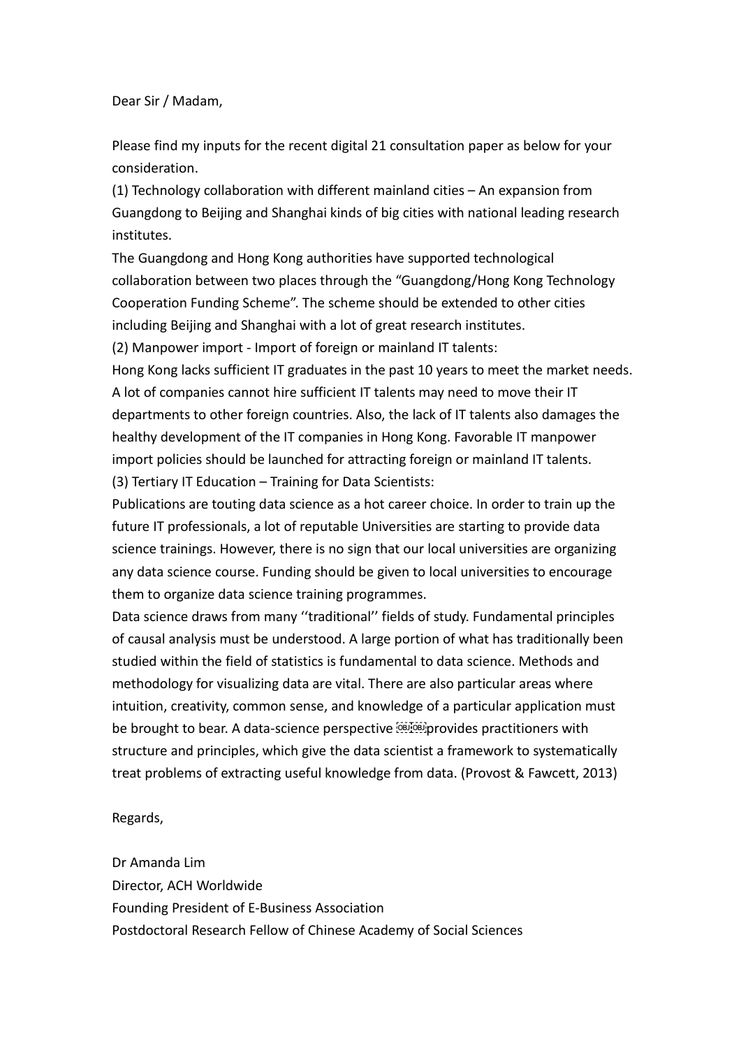Dear Sir / Madam,

Please find my inputs for the recent digital 21 consultation paper as below for your consideration.

(1) Technology collaboration with different mainland cities – An expansion from Guangdong to Beijing and Shanghai kinds of big cities with national leading research institutes.

The Guangdong and Hong Kong authorities have supported technological collaboration between two places through the "Guangdong/Hong Kong Technology Cooperation Funding Scheme". The scheme should be extended to other cities including Beijing and Shanghai with a lot of great research institutes.

(2) Manpower import - Import of foreign or mainland IT talents:

Hong Kong lacks sufficient IT graduates in the past 10 years to meet the market needs. A lot of companies cannot hire sufficient IT talents may need to move their IT departments to other foreign countries. Also, the lack of IT talents also damages the healthy development of the IT companies in Hong Kong. Favorable IT manpower import policies should be launched for attracting foreign or mainland IT talents.

(3) Tertiary IT Education – Training for Data Scientists:

Publications are touting data science as a hot career choice. In order to train up the future IT professionals, a lot of reputable Universities are starting to provide data science trainings. However, there is no sign that our local universities are organizing any data science course. Funding should be given to local universities to encourage them to organize data science training programmes.

Data science draws from many ''traditional'' fields of study. Fundamental principles of causal analysis must be understood. A large portion of what has traditionally been studied within the field of statistics is fundamental to data science. Methods and methodology for visualizing data are vital. There are also particular areas where intuition, creativity, common sense, and knowledge of a particular application must be brought to bear. A data-science perspective provides practitioners with structure and principles, which give the data scientist a framework to systematically treat problems of extracting useful knowledge from data. (Provost & Fawcett, 2013)

Regards,

Dr Amanda Lim  
Director, ACH Worldwide  
Founding President of E-Business Association  
Postdoctoral Research Fellow of Chinese Academy of Social Sciences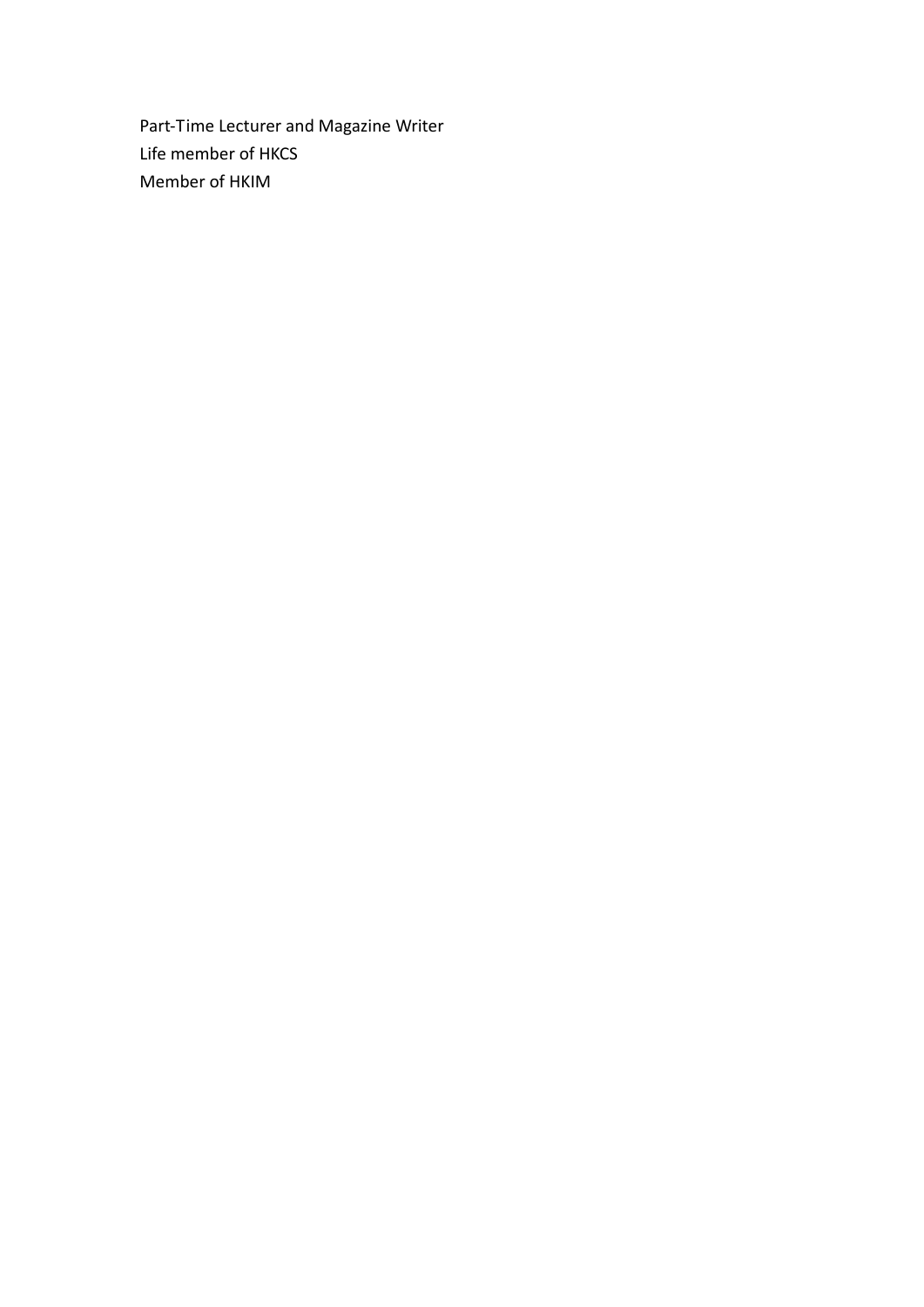Part-Time Lecturer and Magazine Writer
Life member of HKCS
Member of HKIM